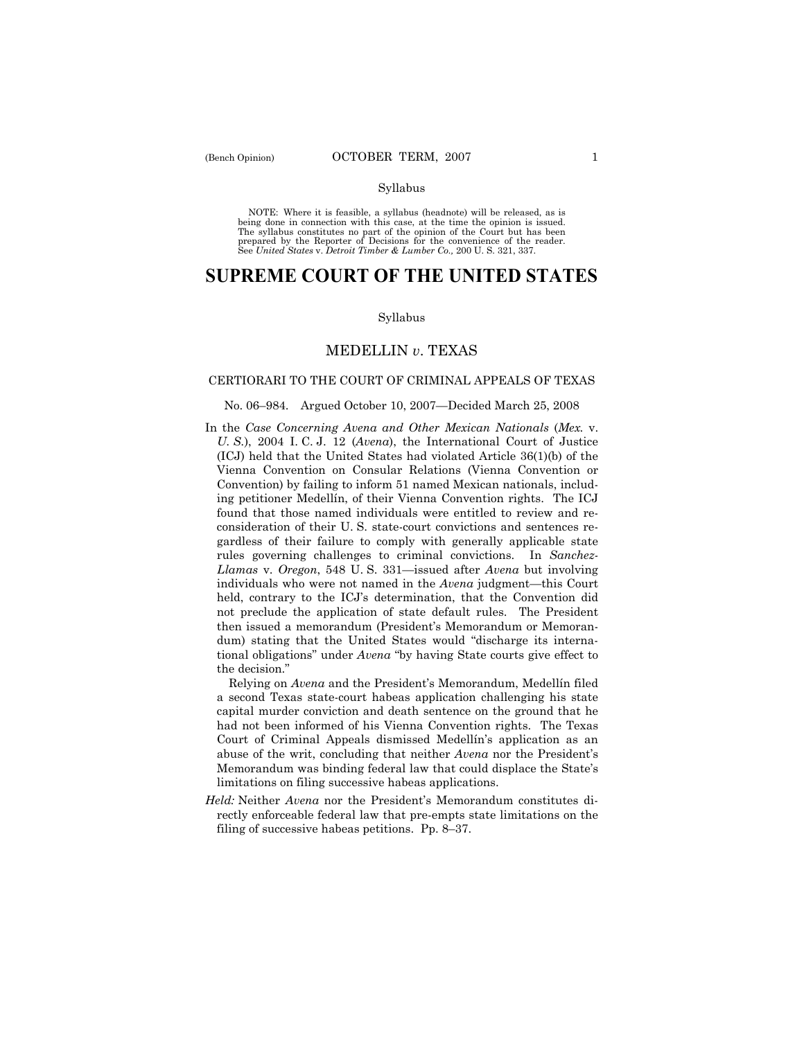Syllabus

NOTE: Where it is feasible, a syllabus (headnote) will be released, as is being done in connection with this case, at the time the opinion is issued. The syllabus constitutes no part of the opinion of the Court but has been prepared by the Reporter of Decisions for the convenience of the reader. See *United States* v. *Detroit Timber & Lumber Co.,* 200 U. S. 321, 337.

# SUPREME COURT OF THE UNITED STATES

Syllabus

## MEDELLIN *v*. TEXAS

### CERTIORARI TO THE COURT OF CRIMINAL APPEALS OF TEXAS

No. 06–984. Argued October 10, 2007—Decided March 25, 2008

In the *Case Concerning Avena and Other Mexican Nationals* (*Mex.* v. *U. S.*), 2004 I. C. J. 12 (*Avena*), the International Court of Justice (ICJ) held that the United States had violated Article 36(1)(b) of the Vienna Convention on Consular Relations (Vienna Convention or Convention) by failing to inform 51 named Mexican nationals, including petitioner Medellín, of their Vienna Convention rights. The ICJ found that those named individuals were entitled to review and reconsideration of their U. S. state-court convictions and sentences regardless of their failure to comply with generally applicable state rules governing challenges to criminal convictions. In *Sanchez-Llamas* v. *Oregon*, 548 U. S. 331—issued after *Avena* but involving individuals who were not named in the *Avena* judgment—this Court held, contrary to the ICJ's determination, that the Convention did not preclude the application of state default rules. The President then issued a memorandum (President's Memorandum or Memorandum) stating that the United States would "discharge its international obligations" under *Avena* "by having State courts give effect to the decision."

Relying on *Avena* and the President's Memorandum, Medellín filed a second Texas state-court habeas application challenging his state capital murder conviction and death sentence on the ground that he had not been informed of his Vienna Convention rights. The Texas Court of Criminal Appeals dismissed Medellín's application as an abuse of the writ, concluding that neither *Avena* nor the President's Memorandum was binding federal law that could displace the State's limitations on filing successive habeas applications.

*Held:* Neither *Avena* nor the President's Memorandum constitutes directly enforceable federal law that pre-empts state limitations on the filing of successive habeas petitions. Pp. 8–37.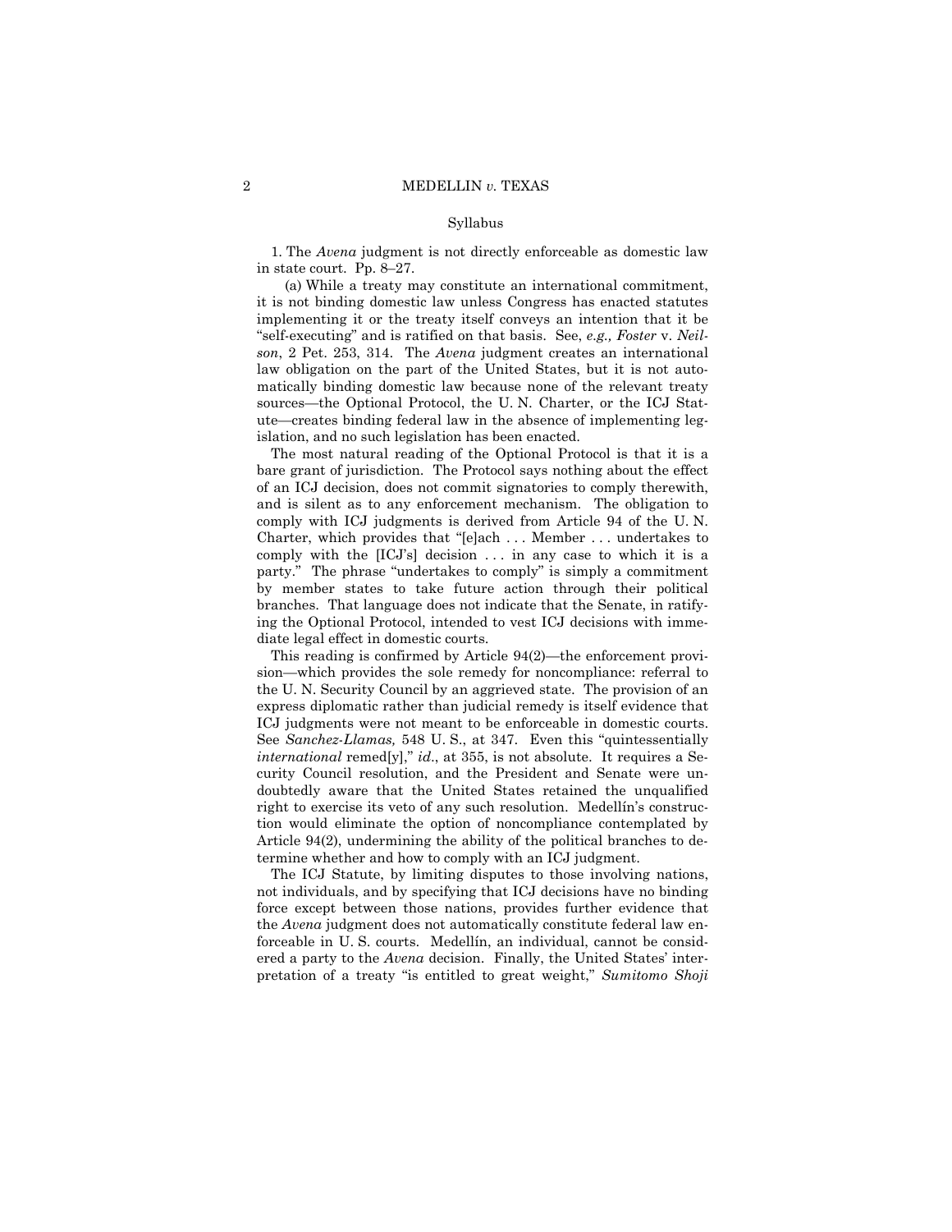Syllabus

1. The *Avena* judgment is not directly enforceable as domestic law in state court. Pp. 8–27.

(a) While a treaty may constitute an international commitment, it is not binding domestic law unless Congress has enacted statutes implementing it or the treaty itself conveys an intention that it be "self-executing" and is ratified on that basis. See, *e.g., Foster* v. *Neilson*, 2 Pet. 253, 314. The *Avena* judgment creates an international law obligation on the part of the United States, but it is not automatically binding domestic law because none of the relevant treaty sources—the Optional Protocol, the U. N. Charter, or the ICJ Statute—creates binding federal law in the absence of implementing legislation, and no such legislation has been enacted.

The most natural reading of the Optional Protocol is that it is a bare grant of jurisdiction. The Protocol says nothing about the effect of an ICJ decision, does not commit signatories to comply therewith, and is silent as to any enforcement mechanism. The obligation to comply with ICJ judgments is derived from Article 94 of the U. N. Charter, which provides that "[e]ach . . . Member . . . undertakes to comply with the [ICJ's] decision . . . in any case to which it is a party." The phrase "undertakes to comply" is simply a commitment by member states to take future action through their political branches. That language does not indicate that the Senate, in ratifying the Optional Protocol, intended to vest ICJ decisions with immediate legal effect in domestic courts.

This reading is confirmed by Article 94(2)—the enforcement provision—which provides the sole remedy for noncompliance: referral to the U. N. Security Council by an aggrieved state. The provision of an express diplomatic rather than judicial remedy is itself evidence that ICJ judgments were not meant to be enforceable in domestic courts. See *Sanchez-Llamas,* 548 U. S., at 347. Even this "quintessentially *international* remed[y]," *id*., at 355, is not absolute. It requires a Security Council resolution, and the President and Senate were undoubtedly aware that the United States retained the unqualified right to exercise its veto of any such resolution. Medellín's construction would eliminate the option of noncompliance contemplated by Article 94(2), undermining the ability of the political branches to determine whether and how to comply with an ICJ judgment.

The ICJ Statute, by limiting disputes to those involving nations, not individuals, and by specifying that ICJ decisions have no binding force except between those nations, provides further evidence that the *Avena* judgment does not automatically constitute federal law enforceable in U. S. courts. Medellín, an individual, cannot be considered a party to the *Avena* decision. Finally, the United States' interpretation of a treaty "is entitled to great weight," *Sumitomo Shoji*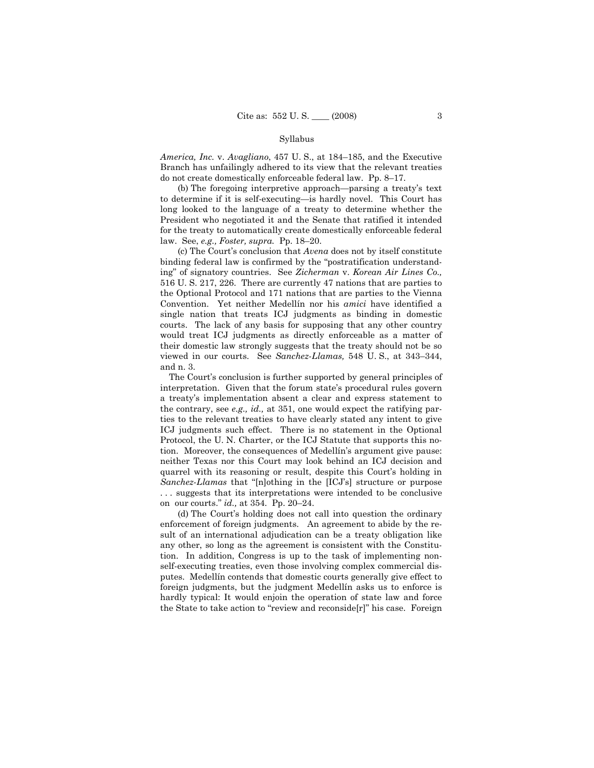*America, Inc.* v. *Avagliano*, 457 U. S., at 184–185, and the Executive Branch has unfailingly adhered to its view that the relevant treaties do not create domestically enforceable federal law. Pp. 8–17.

(b) The foregoing interpretive approach—parsing a treaty's text to determine if it is self-executing—is hardly novel. This Court has long looked to the language of a treaty to determine whether the President who negotiated it and the Senate that ratified it intended for the treaty to automatically create domestically enforceable federal law. See, *e.g., Foster, supra.* Pp. 18–20.

(c) The Court's conclusion that *Avena* does not by itself constitute binding federal law is confirmed by the "postratification understanding" of signatory countries. See *Zicherman* v. *Korean Air Lines Co.,* 516 U. S. 217, 226. There are currently 47 nations that are parties to the Optional Protocol and 171 nations that are parties to the Vienna Convention. Yet neither Medellín nor his *amici* have identified a single nation that treats ICJ judgments as binding in domestic courts. The lack of any basis for supposing that any other country would treat ICJ judgments as directly enforceable as a matter of their domestic law strongly suggests that the treaty should not be so viewed in our courts. See *Sanchez-Llamas,* 548 U. S., at 343–344, and n. 3.

The Court's conclusion is further supported by general principles of interpretation. Given that the forum state's procedural rules govern a treaty's implementation absent a clear and express statement to the contrary, see *e.g., id.,* at 351, one would expect the ratifying parties to the relevant treaties to have clearly stated any intent to give ICJ judgments such effect. There is no statement in the Optional Protocol, the U. N. Charter, or the ICJ Statute that supports this notion. Moreover, the consequences of Medellín's argument give pause: neither Texas nor this Court may look behind an ICJ decision and quarrel with its reasoning or result, despite this Court's holding in *Sanchez-Llamas* that "[n]othing in the [ICJ's] structure or purpose . . . suggests that its interpretations were intended to be conclusive on our courts." *id.,* at 354. Pp. 20–24.

(d) The Court's holding does not call into question the ordinary enforcement of foreign judgments. An agreement to abide by the result of an international adjudication can be a treaty obligation like any other, so long as the agreement is consistent with the Constitution. In addition, Congress is up to the task of implementing non-self-executing treaties, even those involving complex commercial disputes. Medellín contends that domestic courts generally give effect to foreign judgments, but the judgment Medellín asks us to enforce is hardly typical: It would enjoin the operation of state law and force the State to take action to "review and reconside[r]" his case. Foreign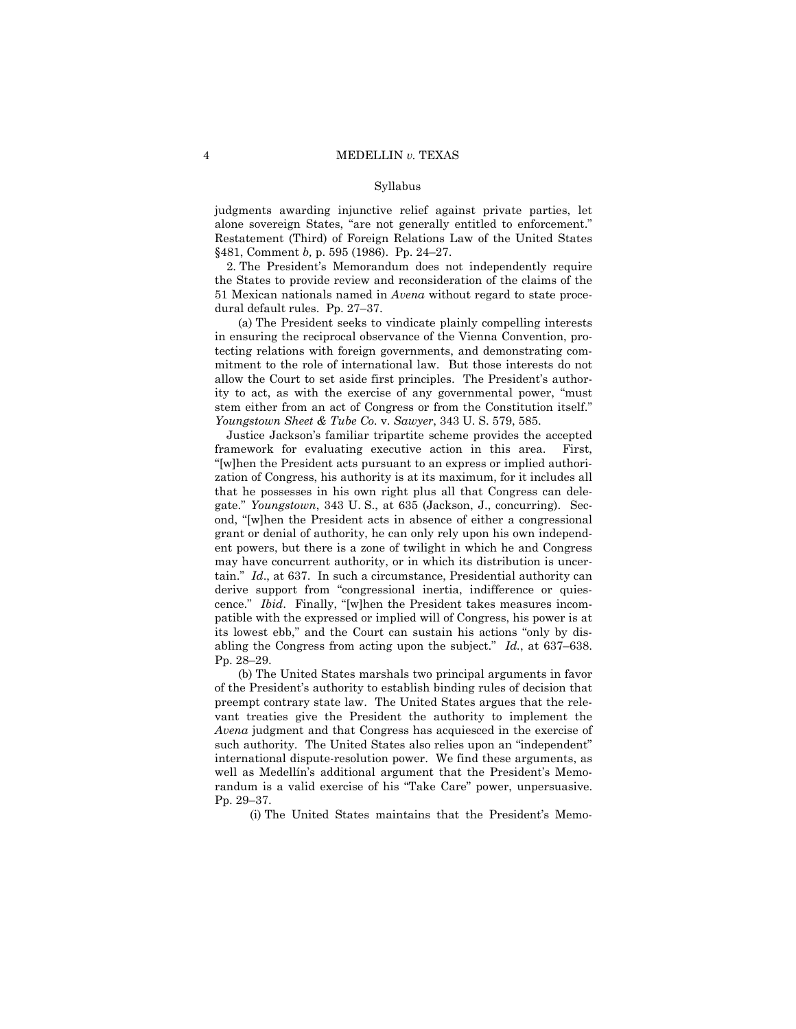judgments awarding injunctive relief against private parties, let alone sovereign States, "are not generally entitled to enforcement." Restatement (Third) of Foreign Relations Law of the United States §481, Comment *b,* p. 595 (1986). Pp. 24–27.

2. The President's Memorandum does not independently require the States to provide review and reconsideration of the claims of the 51 Mexican nationals named in *Avena* without regard to state procedural default rules. Pp. 27–37.

(a) The President seeks to vindicate plainly compelling interests in ensuring the reciprocal observance of the Vienna Convention, protecting relations with foreign governments, and demonstrating commitment to the role of international law. But those interests do not allow the Court to set aside first principles. The President's authority to act, as with the exercise of any governmental power, "must stem either from an act of Congress or from the Constitution itself." *Youngstown Sheet & Tube Co.* v. *Sawyer*, 343 U. S. 579, 585.

Justice Jackson's familiar tripartite scheme provides the accepted framework for evaluating executive action in this area. First, "[w]hen the President acts pursuant to an express or implied authorization of Congress, his authority is at its maximum, for it includes all that he possesses in his own right plus all that Congress can delegate." *Youngstown*, 343 U. S., at 635 (Jackson, J., concurring). Second, "[w]hen the President acts in absence of either a congressional grant or denial of authority, he can only rely upon his own independent powers, but there is a zone of twilight in which he and Congress may have concurrent authority, or in which its distribution is uncertain." *Id*., at 637. In such a circumstance, Presidential authority can derive support from "congressional inertia, indifference or quiescence." *Ibid*. Finally, "[w]hen the President takes measures incompatible with the expressed or implied will of Congress, his power is at its lowest ebb," and the Court can sustain his actions "only by disabling the Congress from acting upon the subject." *Id.*, at 637–638. Pp. 28–29.

(b) The United States marshals two principal arguments in favor of the President's authority to establish binding rules of decision that preempt contrary state law. The United States argues that the relevant treaties give the President the authority to implement the *Avena* judgment and that Congress has acquiesced in the exercise of such authority. The United States also relies upon an "independent" international dispute-resolution power. We find these arguments, as well as Medellín's additional argument that the President's Memorandum is a valid exercise of his "Take Care" power, unpersuasive. Pp. 29–37.

(i) The United States maintains that the President's Memo-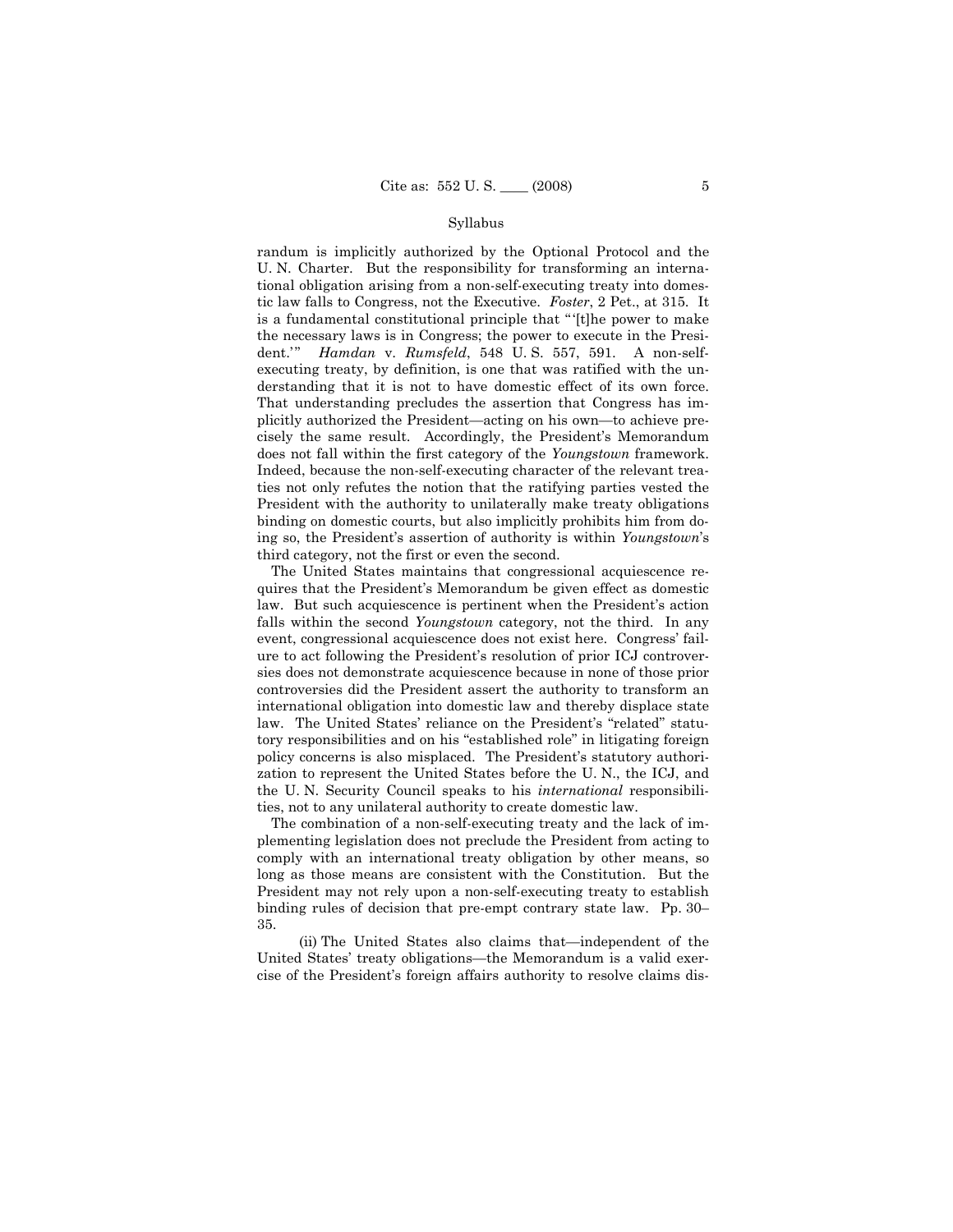randum is implicitly authorized by the Optional Protocol and the U. N. Charter. But the responsibility for transforming an international obligation arising from a non-self-executing treaty into domestic law falls to Congress, not the Executive. *Foster*, 2 Pet., at 315. It is a fundamental constitutional principle that "'[t]he power to make the necessary laws is in Congress; the power to execute in the President.'" *Hamdan* v. *Rumsfeld*, 548 U. S. 557, 591. A non-self-executing treaty, by definition, is one that was ratified with the understanding that it is not to have domestic effect of its own force. That understanding precludes the assertion that Congress has implicitly authorized the President—acting on his own—to achieve precisely the same result. Accordingly, the President's Memorandum does not fall within the first category of the *Youngstown* framework. Indeed, because the non-self-executing character of the relevant treaties not only refutes the notion that the ratifying parties vested the President with the authority to unilaterally make treaty obligations binding on domestic courts, but also implicitly prohibits him from doing so, the President's assertion of authority is within *Youngstown*'s third category, not the first or even the second.

The United States maintains that congressional acquiescence requires that the President's Memorandum be given effect as domestic law. But such acquiescence is pertinent when the President's action falls within the second *Youngstown* category, not the third. In any event, congressional acquiescence does not exist here. Congress' failure to act following the President's resolution of prior ICJ controversies does not demonstrate acquiescence because in none of those prior controversies did the President assert the authority to transform an international obligation into domestic law and thereby displace state law. The United States' reliance on the President's "related" statutory responsibilities and on his "established role" in litigating foreign policy concerns is also misplaced. The President's statutory authorization to represent the United States before the U. N., the ICJ, and the U. N. Security Council speaks to his *international* responsibilities, not to any unilateral authority to create domestic law.

The combination of a non-self-executing treaty and the lack of implementing legislation does not preclude the President from acting to comply with an international treaty obligation by other means, so long as those means are consistent with the Constitution. But the President may not rely upon a non-self-executing treaty to establish binding rules of decision that pre-empt contrary state law. Pp. 30–35.

(ii) The United States also claims that—independent of the United States' treaty obligations—the Memorandum is a valid exercise of the President's foreign affairs authority to resolve claims dis-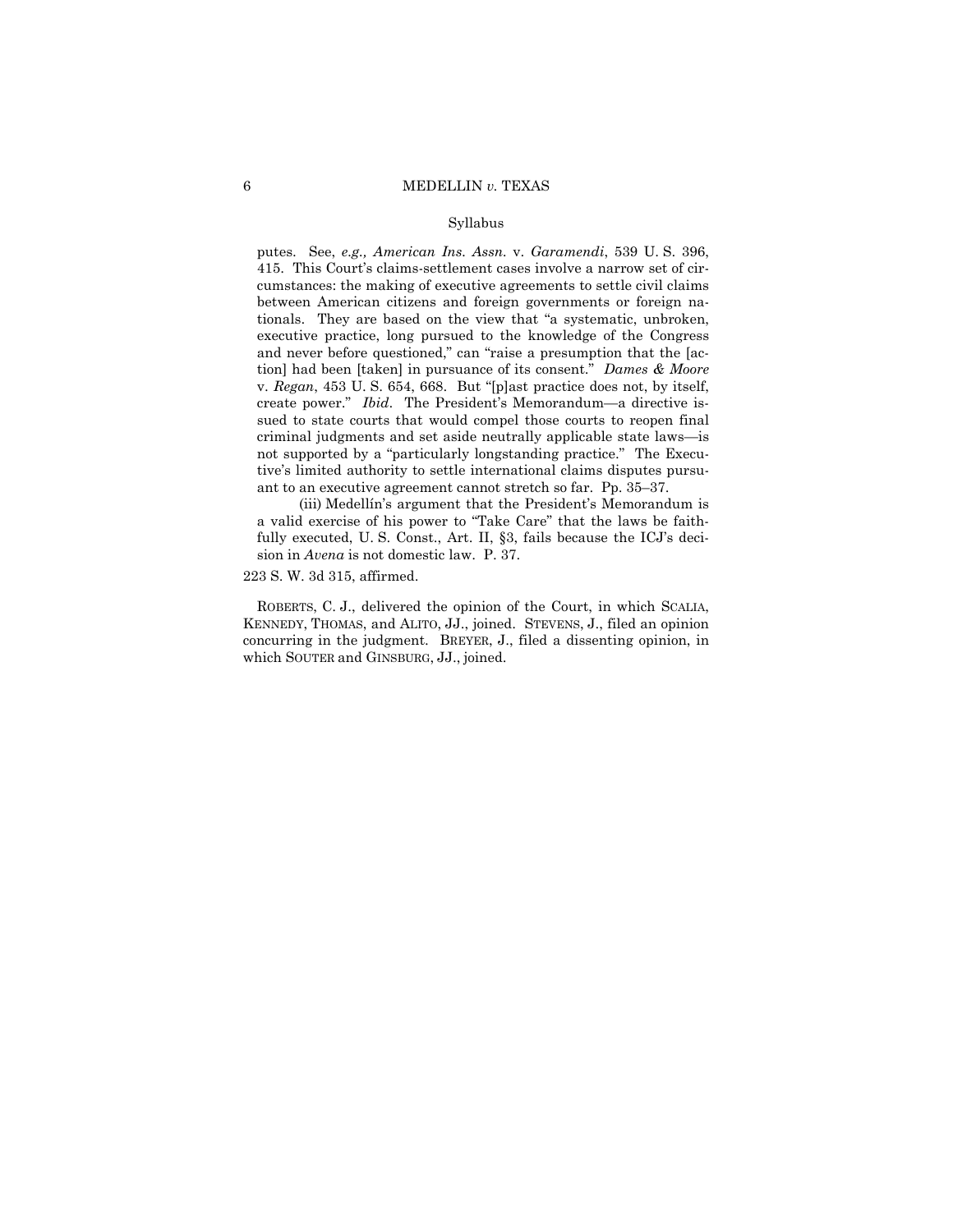putes. See, *e.g., American Ins. Assn.* v. *Garamendi*, 539 U. S. 396, 415. This Court's claims-settlement cases involve a narrow set of circumstances: the making of executive agreements to settle civil claims between American citizens and foreign governments or foreign nationals. They are based on the view that "a systematic, unbroken, executive practice, long pursued to the knowledge of the Congress and never before questioned," can "raise a presumption that the [action] had been [taken] in pursuance of its consent." *Dames & Moore* v. *Regan*, 453 U. S. 654, 668. But "[p]ast practice does not, by itself, create power." *Ibid*. The President's Memorandum—a directive issued to state courts that would compel those courts to reopen final criminal judgments and set aside neutrally applicable state laws—is not supported by a "particularly longstanding practice." The Executive's limited authority to settle international claims disputes pursuant to an executive agreement cannot stretch so far. Pp. 35–37.

(iii) Medellín's argument that the President's Memorandum is a valid exercise of his power to "Take Care" that the laws be faithfully executed, U. S. Const., Art. II, §3, fails because the ICJ's decision in *Avena* is not domestic law. P. 37.

223 S. W. 3d 315, affirmed.

ROBERTS, C. J., delivered the opinion of the Court, in which SCALIA, KENNEDY, THOMAS, and ALITO, JJ., joined. STEVENS, J., filed an opinion concurring in the judgment. BREYER, J., filed a dissenting opinion, in which SOUTER and GINSBURG, JJ., joined.